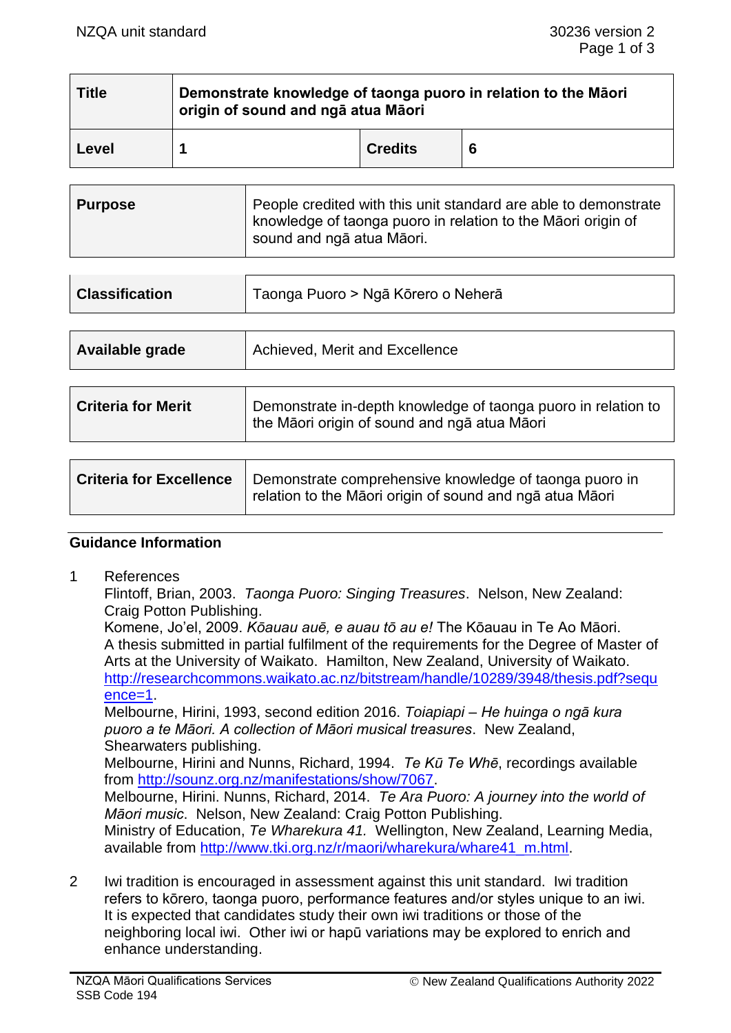| Title | Demonstrate knowledge of taonga puoro in relation to the Māori origin of sound and ngā atua Māori | | |
|---|---|---|---|
| Level | 1 | Credits | 6 |

| Purpose | People credited with this unit standard are able to demonstrate knowledge of taonga puoro in relation to the Māori origin of sound and ngā atua Māori. |
|---|---|

| Classification | Taonga Puoro > Ngā Kōrero o Neherā |
|---|---|

| Available grade | Achieved, Merit and Excellence |
|---|---|

| Criteria for Merit | Demonstrate in-depth knowledge of taonga puoro in relation to the Māori origin of sound and ngā atua Māori |
|---|---|

| Criteria for Excellence | Demonstrate comprehensive knowledge of taonga puoro in relation to the Māori origin of sound and ngā atua Māori |
|---|---|

## Guidance Information

1. References

   Flintoff, Brian, 2003. *Taonga Puoro: Singing Treasures*. Nelson, New Zealand: Craig Potton Publishing.

   Komene, Jo'el, 2009. *Kōauau auē, e auau tō au e!* The Kōauau in Te Ao Māori. A thesis submitted in partial fulfilment of the requirements for the Degree of Master of Arts at the University of Waikato. Hamilton, New Zealand, University of Waikato. http://researchcommons.waikato.ac.nz/bitstream/handle/10289/3948/thesis.pdf?sequence=1.

   Melbourne, Hirini, 1993, second edition 2016. *Toiapiapi – He huinga o ngā kura puoro a te Māori. A collection of Māori musical treasures*. New Zealand, Shearwaters publishing.

   Melbourne, Hirini and Nunns, Richard, 1994. *Te Kū Te Whē*, recordings available from http://sounz.org.nz/manifestations/show/7067.

   Melbourne, Hirini. Nunns, Richard, 2014. *Te Ara Puoro: A journey into the world of Māori music.* Nelson, New Zealand: Craig Potton Publishing.

   Ministry of Education, *Te Wharekura 41.* Wellington, New Zealand, Learning Media, available from http://www.tki.org.nz/r/maori/wharekura/whare41_m.html.

2. Iwi tradition is encouraged in assessment against this unit standard. Iwi tradition refers to kōrero, taonga puoro, performance features and/or styles unique to an iwi. It is expected that candidates study their own iwi traditions or those of the neighboring local iwi. Other iwi or hapū variations may be explored to enrich and enhance understanding.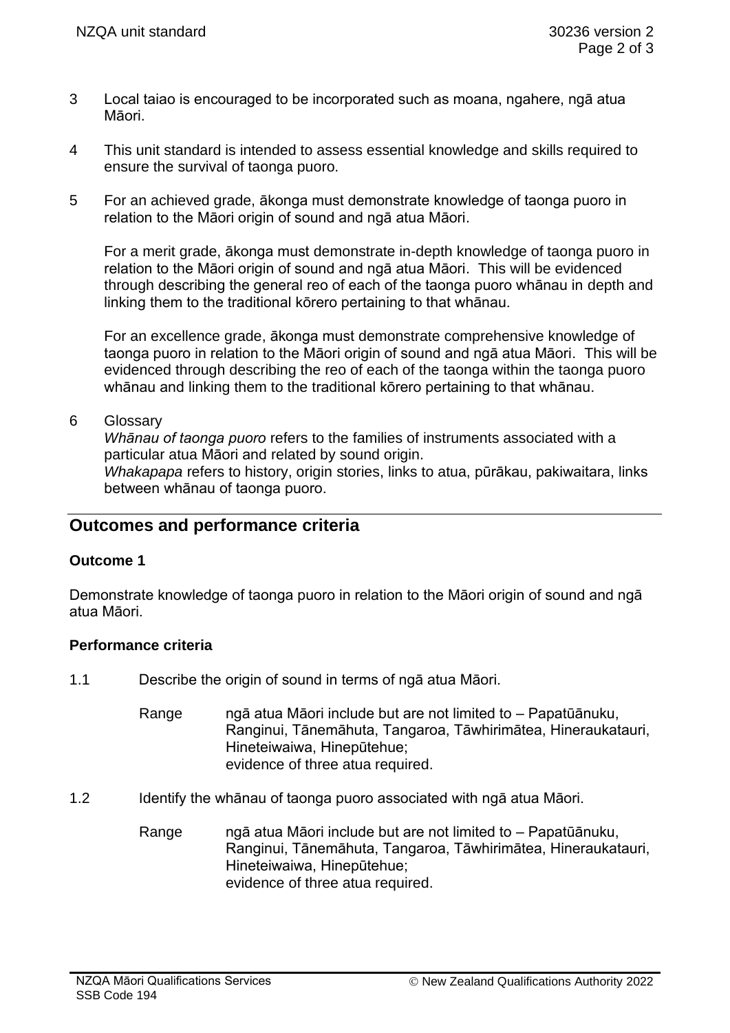3 Local taiao is encouraged to be incorporated such as moana, ngahere, ngā atua Māori.

4 This unit standard is intended to assess essential knowledge and skills required to ensure the survival of taonga puoro.

5 For an achieved grade, ākonga must demonstrate knowledge of taonga puoro in relation to the Māori origin of sound and ngā atua Māori.

   For a merit grade, ākonga must demonstrate in-depth knowledge of taonga puoro in relation to the Māori origin of sound and ngā atua Māori. This will be evidenced through describing the general reo of each of the taonga puoro whānau in depth and linking them to the traditional kōrero pertaining to that whānau.

   For an excellence grade, ākonga must demonstrate comprehensive knowledge of taonga puoro in relation to the Māori origin of sound and ngā atua Māori. This will be evidenced through describing the reo of each of the taonga within the taonga puoro whānau and linking them to the traditional kōrero pertaining to that whānau.

6 Glossary
   *Whānau of taonga puoro* refers to the families of instruments associated with a particular atua Māori and related by sound origin.
   *Whakapapa* refers to history, origin stories, links to atua, pūrākau, pakiwaitara, links between whānau of taonga puoro.

## Outcomes and performance criteria

**Outcome 1**

Demonstrate knowledge of taonga puoro in relation to the Māori origin of sound and ngā atua Māori.

**Performance criteria**

1.1 Describe the origin of sound in terms of ngā atua Māori.

   Range ngā atua Māori include but are not limited to – Papatūānuku, Ranginui, Tānemāhuta, Tangaroa, Tāwhirimātea, Hineraukatauri, Hineteiwaiwa, Hinepūtehue;
   evidence of three atua required.

1.2 Identify the whānau of taonga puoro associated with ngā atua Māori.

   Range ngā atua Māori include but are not limited to – Papatūānuku, Ranginui, Tānemāhuta, Tangaroa, Tāwhirimātea, Hineraukatauri, Hineteiwaiwa, Hinepūtehue;
   evidence of three atua required.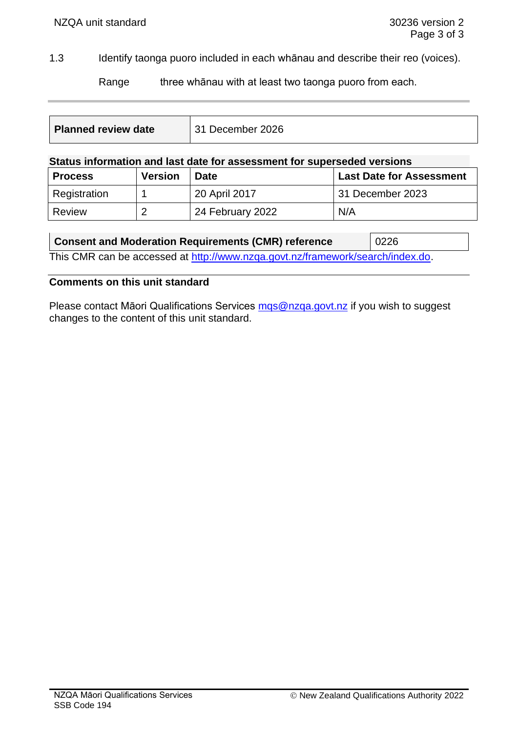1.3 Identify taonga puoro included in each whānau and describe their reo (voices).

Range three whānau with at least two taonga puoro from each.

| | |
|---|---|
| **Planned review date** | 31 December 2026 |

**Status information and last date for assessment for superseded versions**

| **Process** | **Version** | **Date** | **Last Date for Assessment** |
|---|---|---|---|
| Registration | 1 | 20 April 2017 | 31 December 2023 |
| Review | 2 | 24 February 2022 | N/A |

| | |
|---|---|
| **Consent and Moderation Requirements (CMR) reference** | 0226 |

This CMR can be accessed at http://www.nzqa.govt.nz/framework/search/index.do.

**Comments on this unit standard**

Please contact Māori Qualifications Services mqs@nzqa.govt.nz if you wish to suggest changes to the content of this unit standard.